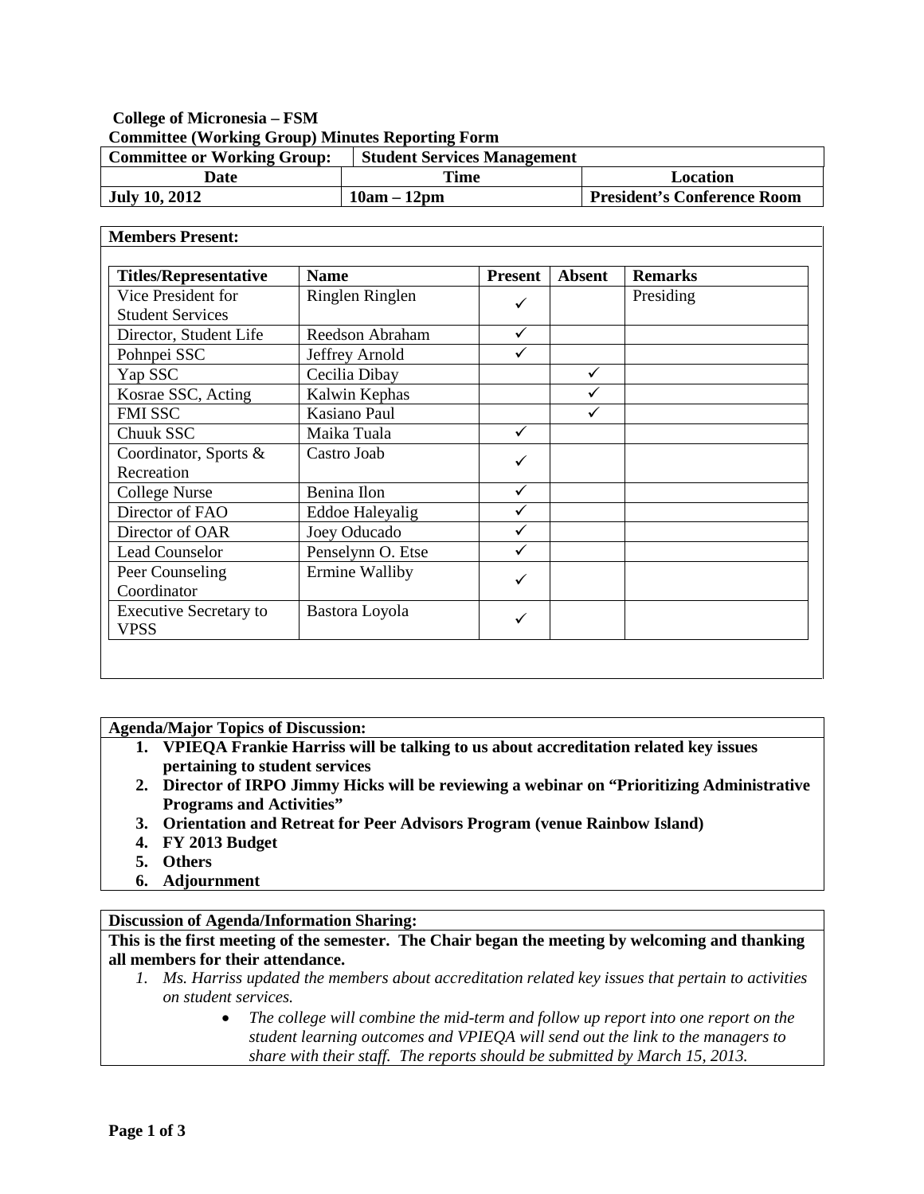**College of Micronesia – FSM**
**Committee (Working Group) Minutes Reporting Form**

| **Committee or Working Group:** | **Student Services Management** | |
|---|---|---|
| **Date** | **Time** | **Location** |
| **July 10, 2012** | **10am – 12pm** | **President's Conference Room** |

**Members Present:**

| **Titles/Representative** | **Name** | **Present** | **Absent** | **Remarks** |
|---|---|---|---|---|
| Vice President for Student Services | Ringlen Ringlen | ✓ | | Presiding |
| Director, Student Life | Reedson Abraham | ✓ | | |
| Pohnpei SSC | Jeffrey Arnold | ✓ | | |
| Yap SSC | Cecilia Dibay | | ✓ | |
| Kosrae SSC, Acting | Kalwin Kephas | | ✓ | |
| FMI SSC | Kasiano Paul | | ✓ | |
| Chuuk SSC | Maika Tuala | ✓ | | |
| Coordinator, Sports & Recreation | Castro Joab | ✓ | | |
| College Nurse | Benina Ilon | ✓ | | |
| Director of FAO | Eddoe Haleyalig | ✓ | | |
| Director of OAR | Joey Oducado | ✓ | | |
| Lead Counselor | Penselynn O. Etse | ✓ | | |
| Peer Counseling Coordinator | Ermine Walliby | ✓ | | |
| Executive Secretary to VPSS | Bastora Loyola | ✓ | | |

**Agenda/Major Topics of Discussion:**

1. **VPIEQA Frankie Harriss will be talking to us about accreditation related key issues pertaining to student services**
2. **Director of IRPO Jimmy Hicks will be reviewing a webinar on "Prioritizing Administrative Programs and Activities"**
3. **Orientation and Retreat for Peer Advisors Program (venue Rainbow Island)**
4. **FY 2013 Budget**
5. **Others**
6. **Adjournment**

**Discussion of Agenda/Information Sharing:**

**This is the first meeting of the semester. The Chair began the meeting by welcoming and thanking all members for their attendance.**

1. *Ms. Harriss updated the members about accreditation related key issues that pertain to activities on student services.*
   - *The college will combine the mid-term and follow up report into one report on the student learning outcomes and VPIEQA will send out the link to the managers to share with their staff. The reports should be submitted by March 15, 2013.*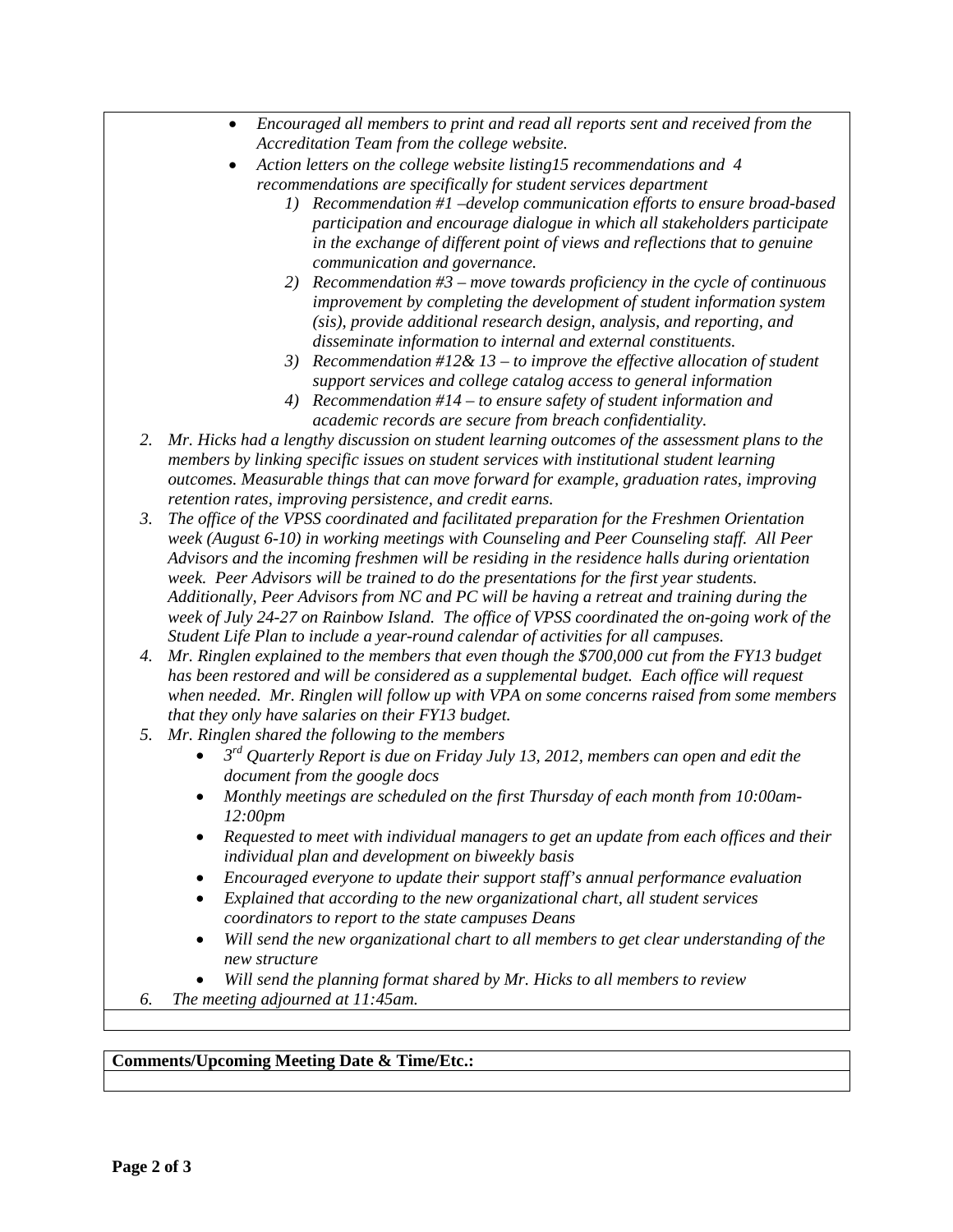- *Encouraged all members to print and read all reports sent and received from the Accreditation Team from the college website.*
- *Action letters on the college website listing15 recommendations and 4 recommendations are specifically for student services department*
    1) *Recommendation #1 –develop communication efforts to ensure broad-based participation and encourage dialogue in which all stakeholders participate in the exchange of different point of views and reflections that to genuine communication and governance.*
    2) *Recommendation #3 – move towards proficiency in the cycle of continuous improvement by completing the development of student information system (sis), provide additional research design, analysis, and reporting, and disseminate information to internal and external constituents.*
    3) *Recommendation #12& 13 – to improve the effective allocation of student support services and college catalog access to general information*
    4) *Recommendation #14 – to ensure safety of student information and academic records are secure from breach confidentiality.*

2. *Mr. Hicks had a lengthy discussion on student learning outcomes of the assessment plans to the members by linking specific issues on student services with institutional student learning outcomes. Measurable things that can move forward for example, graduation rates, improving retention rates, improving persistence, and credit earns.*
3. *The office of the VPSS coordinated and facilitated preparation for the Freshmen Orientation week (August 6-10) in working meetings with Counseling and Peer Counseling staff. All Peer Advisors and the incoming freshmen will be residing in the residence halls during orientation week. Peer Advisors will be trained to do the presentations for the first year students. Additionally, Peer Advisors from NC and PC will be having a retreat and training during the week of July 24-27 on Rainbow Island. The office of VPSS coordinated the on-going work of the Student Life Plan to include a year-round calendar of activities for all campuses.*
4. *Mr. Ringlen explained to the members that even though the $700,000 cut from the FY13 budget has been restored and will be considered as a supplemental budget. Each office will request when needed. Mr. Ringlen will follow up with VPA on some concerns raised from some members that they only have salaries on their FY13 budget.*
5. *Mr. Ringlen shared the following to the members*
    - *3rd Quarterly Report is due on Friday July 13, 2012, members can open and edit the document from the google docs*
    - *Monthly meetings are scheduled on the first Thursday of each month from 10:00am-12:00pm*
    - *Requested to meet with individual managers to get an update from each offices and their individual plan and development on biweekly basis*
    - *Encouraged everyone to update their support staff's annual performance evaluation*
    - *Explained that according to the new organizational chart, all student services coordinators to report to the state campuses Deans*
    - *Will send the new organizational chart to all members to get clear understanding of the new structure*
    - *Will send the planning format shared by Mr. Hicks to all members to review*
6. *The meeting adjourned at 11:45am.*

**Comments/Upcoming Meeting Date & Time/Etc.:**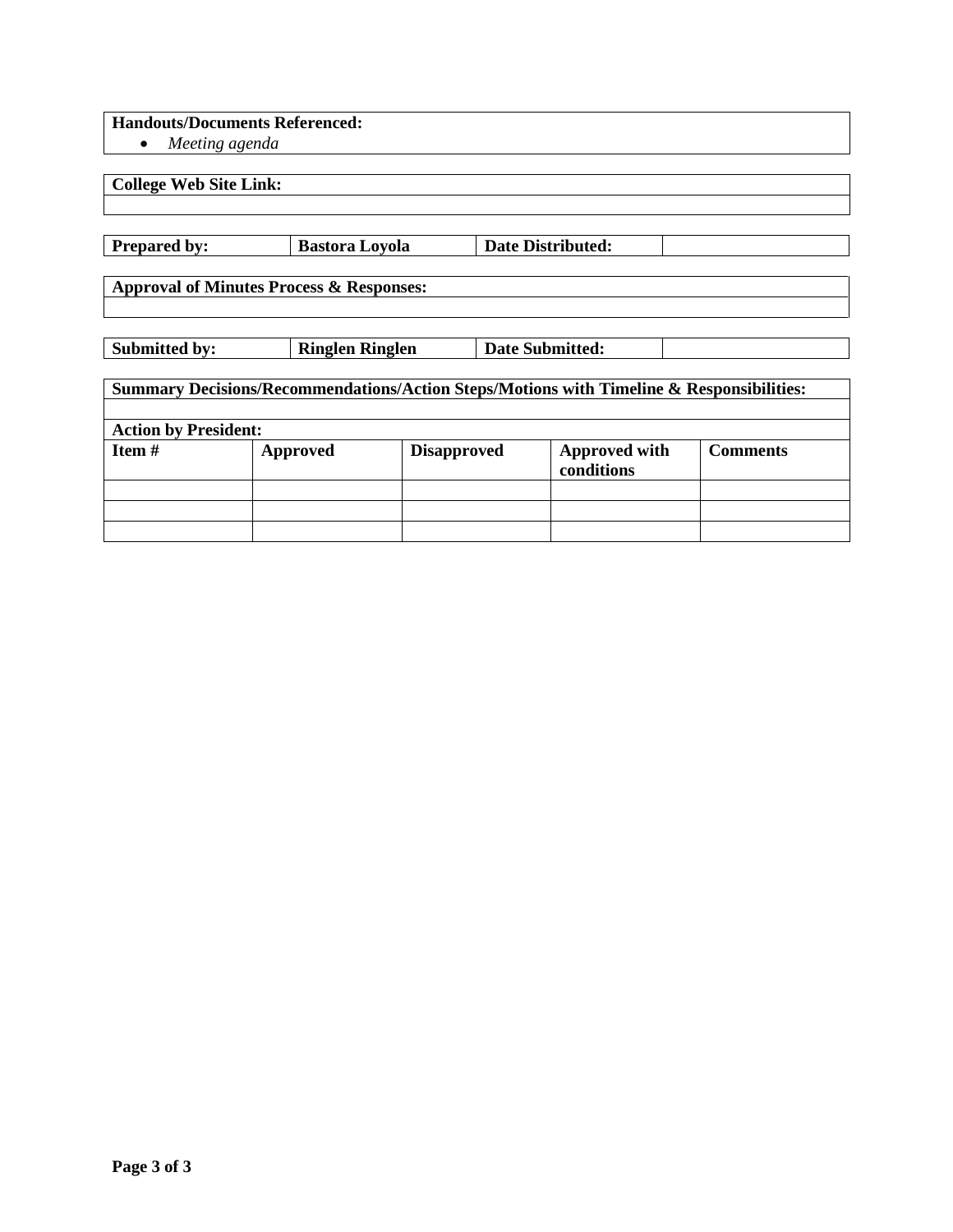| **Handouts/Documents Referenced:** |
| --- |
| • *Meeting agenda* |

| **College Web Site Link:** |
| --- |
| |

| **Prepared by:** | **Bastora Loyola** | **Date Distributed:** | |
| --- | --- | --- | --- |

| **Approval of Minutes Process & Responses:** |
| --- |
| |

| **Submitted by:** | **Ringlen Ringlen** | **Date Submitted:** | |
| --- | --- | --- | --- |

| **Summary Decisions/Recommendations/Action Steps/Motions with Timeline & Responsibilities:** | | | | |
| --- | --- | --- | --- | --- |
| | | | | |
| **Action by President:** | | | | |
| **Item #** | **Approved** | **Disapproved** | **Approved with conditions** | **Comments** |
| | | | | |
| | | | | |
| | | | | |